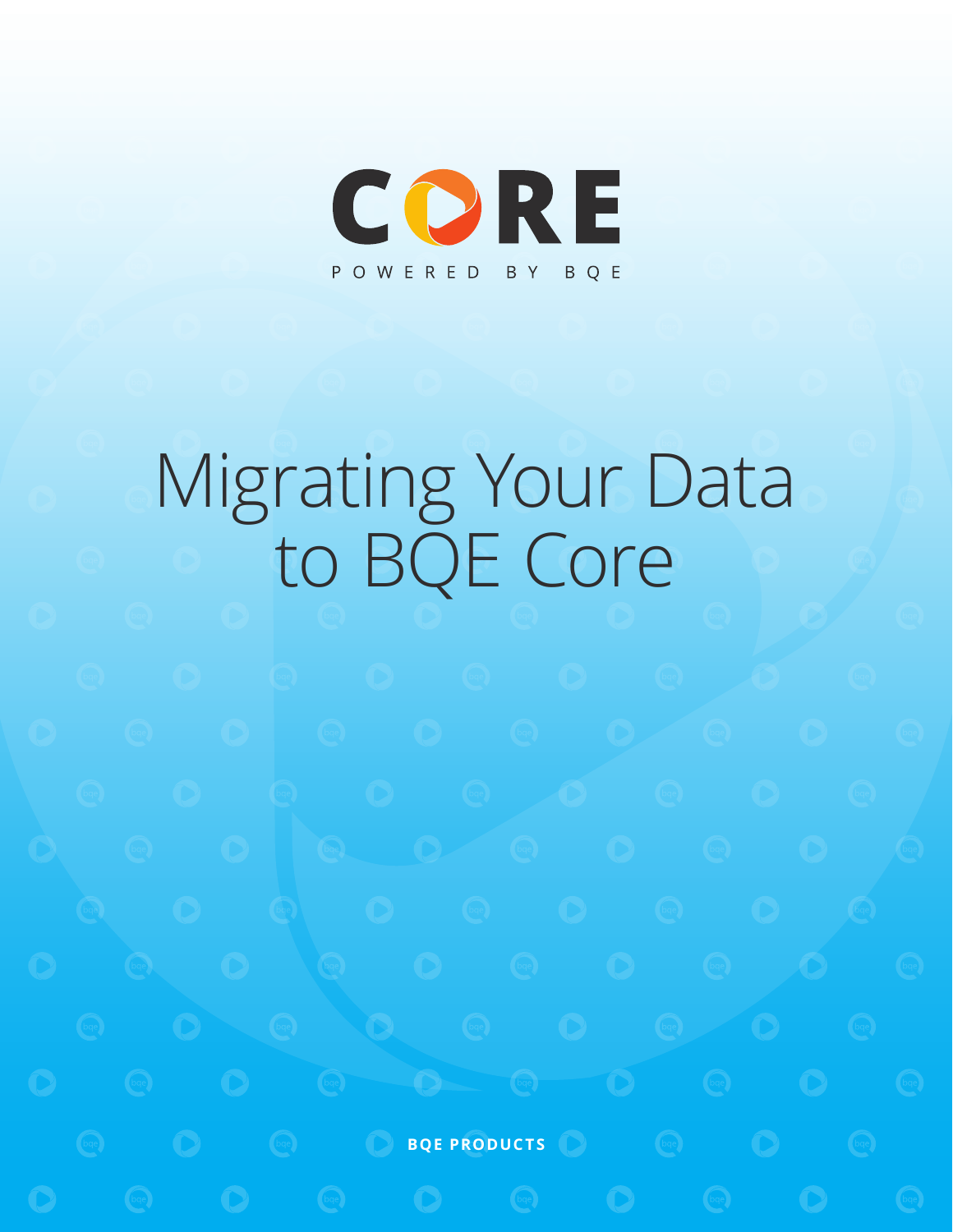CORE

POWERED BY BQE

# Migrating Your Data to BQE Core

**BQE PRODUCTS**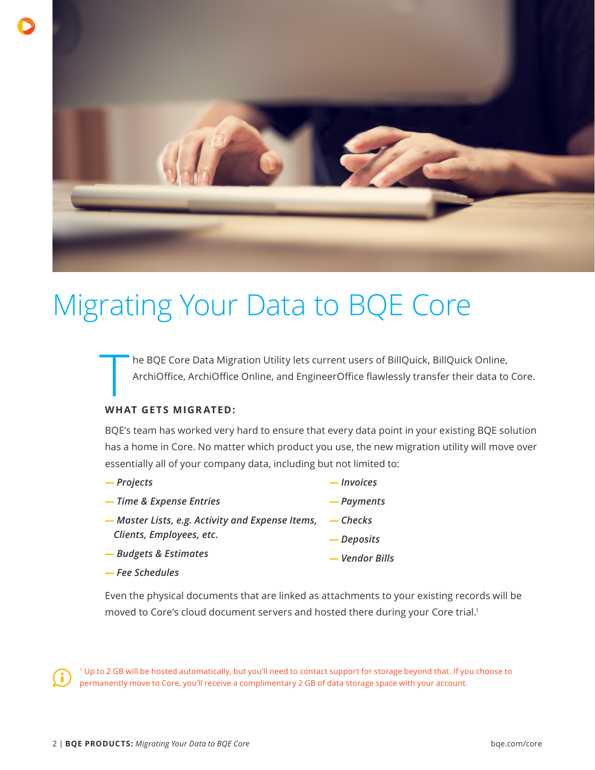# Migrating Your Data to BQE Core

The BQE Core Data Migration Utility lets current users of BillQuick, BillQuick Online, ArchiOffice, ArchiOffice Online, and EngineerOffice flawlessly transfer their data to Core.

**WHAT GETS MIGRATED:**

BQE's team has worked very hard to ensure that every data point in your existing BQE solution has a home in Core. No matter which product you use, the new migration utility will move over essentially all of your company data, including but not limited to:

- ***Projects***
- ***Time & Expense Entries***
- ***Master Lists, e.g. Activity and Expense Items, Clients, Employees, etc.***
- ***Budgets & Estimates***
- ***Fee Schedules***
- ***Invoices***
- ***Payments***
- ***Checks***
- ***Deposits***
- ***Vendor Bills***

Even the physical documents that are linked as attachments to your existing records will be moved to Core's cloud document servers and hosted there during your Core trial.[1]

[1] Up to 2 GB will be hosted automatically, but you'll need to contact support for storage beyond that. If you choose to permanently move to Core, you'll receive a complimentary 2 GB of data storage space with your account.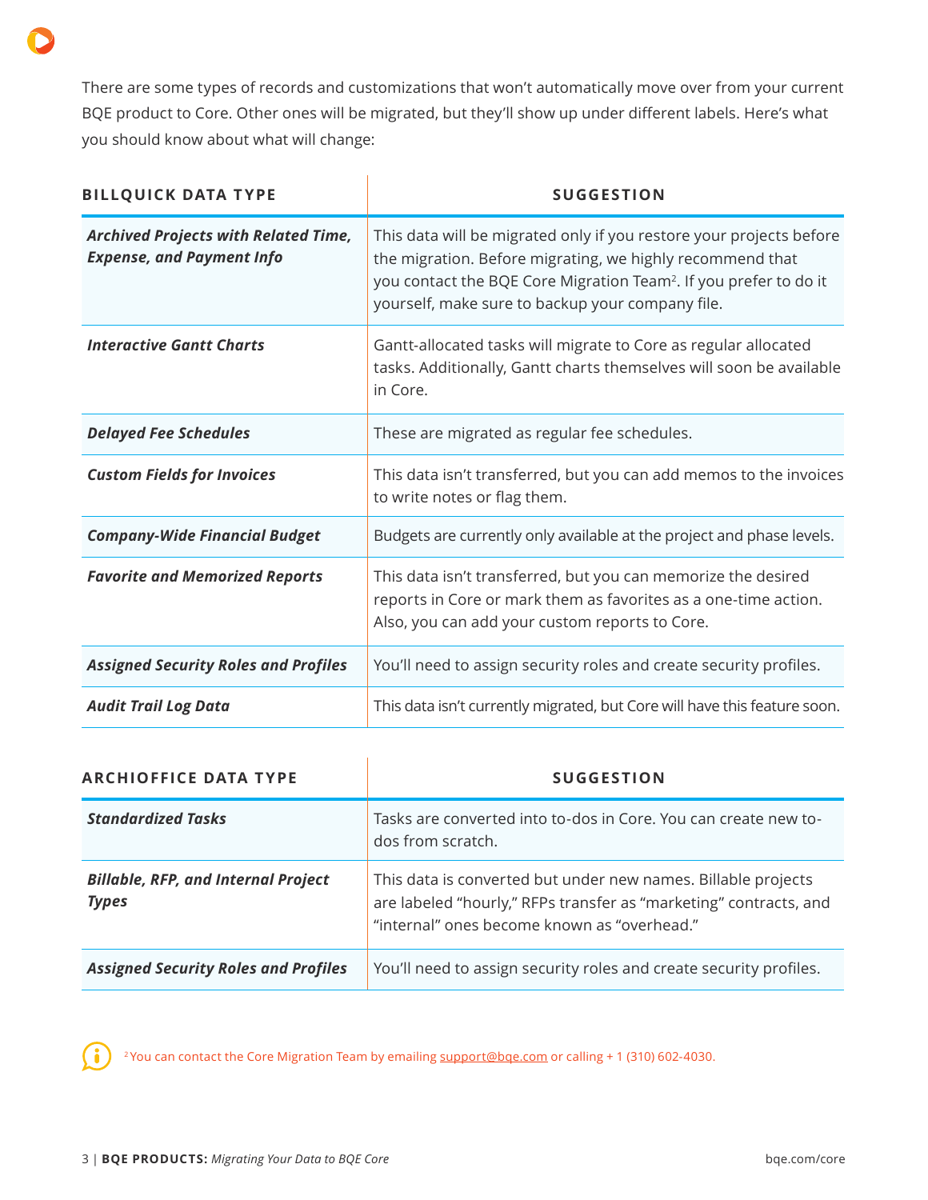There are some types of records and customizations that won't automatically move over from your current BQE product to Core. Other ones will be migrated, but they'll show up under different labels. Here's what you should know about what will change:

| BILLQUICK DATA TYPE | SUGGESTION |
|---|---|
| ***Archived Projects with Related Time, Expense, and Payment Info*** | This data will be migrated only if you restore your projects before the migration. Before migrating, we highly recommend that you contact the BQE Core Migration Team[2]. If you prefer to do it yourself, make sure to backup your company file. |
| ***Interactive Gantt Charts*** | Gantt-allocated tasks will migrate to Core as regular allocated tasks. Additionally, Gantt charts themselves will soon be available in Core. |
| ***Delayed Fee Schedules*** | These are migrated as regular fee schedules. |
| ***Custom Fields for Invoices*** | This data isn't transferred, but you can add memos to the invoices to write notes or flag them. |
| ***Company-Wide Financial Budget*** | Budgets are currently only available at the project and phase levels. |
| ***Favorite and Memorized Reports*** | This data isn't transferred, but you can memorize the desired reports in Core or mark them as favorites as a one-time action. Also, you can add your custom reports to Core. |
| ***Assigned Security Roles and Profiles*** | You'll need to assign security roles and create security profiles. |
| ***Audit Trail Log Data*** | This data isn't currently migrated, but Core will have this feature soon. |

| ARCHIOFFICE DATA TYPE | SUGGESTION |
|---|---|
| ***Standardized Tasks*** | Tasks are converted into to-dos in Core. You can create new to-dos from scratch. |
| ***Billable, RFP, and Internal Project Types*** | This data is converted but under new names. Billable projects are labeled "hourly," RFPs transfer as "marketing" contracts, and "internal" ones become known as "overhead." |
| ***Assigned Security Roles and Profiles*** | You'll need to assign security roles and create security profiles. |

[2] You can contact the Core Migration Team by emailing support@bqe.com or calling + 1 (310) 602-4030.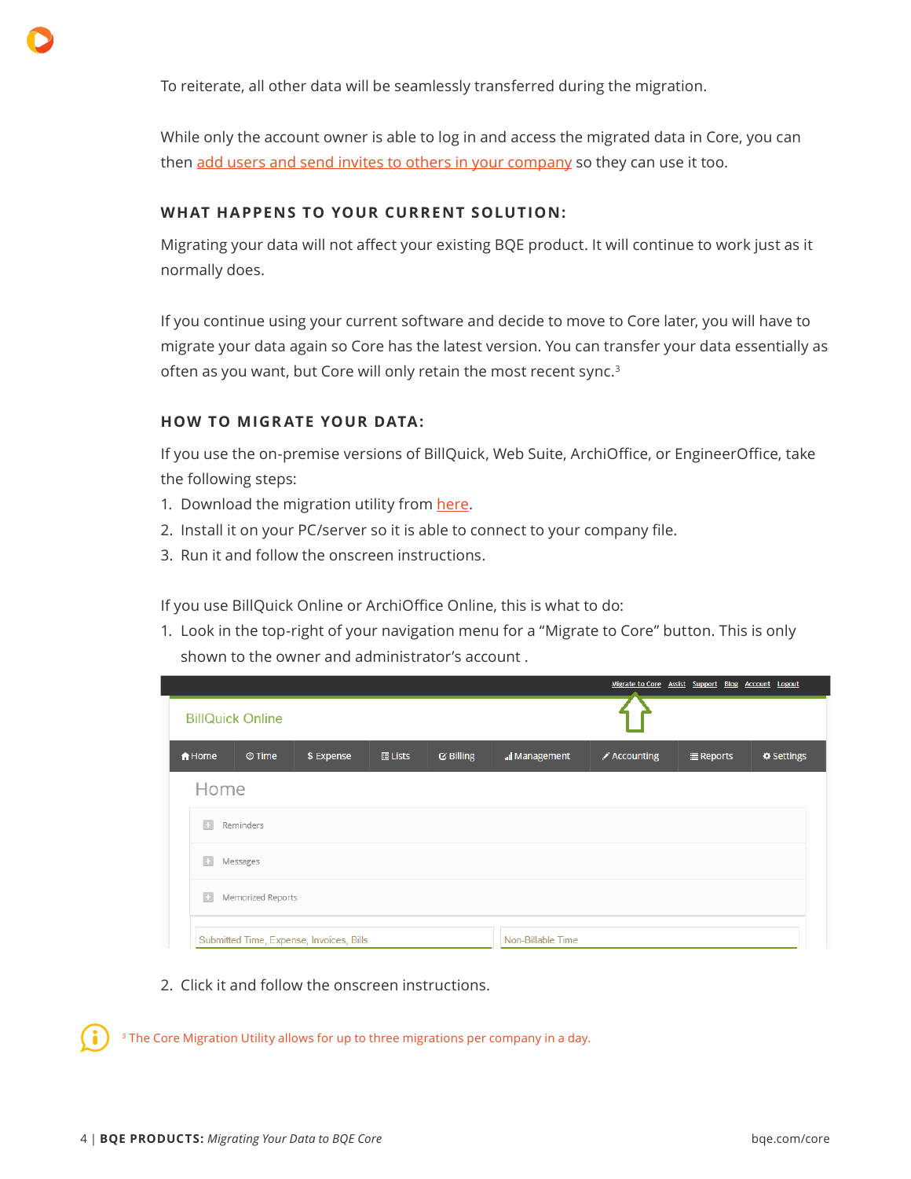To reiterate, all other data will be seamlessly transferred during the migration.

While only the account owner is able to log in and access the migrated data in Core, you can then add users and send invites to others in your company so they can use it too.

### WHAT HAPPENS TO YOUR CURRENT SOLUTION:

Migrating your data will not affect your existing BQE product. It will continue to work just as it normally does.

If you continue using your current software and decide to move to Core later, you will have to migrate your data again so Core has the latest version. You can transfer your data essentially as often as you want, but Core will only retain the most recent sync.[3]

### HOW TO MIGRATE YOUR DATA:

If you use the on-premise versions of BillQuick, Web Suite, ArchiOffice, or EngineerOffice, take the following steps:

1. Download the migration utility from here.
2. Install it on your PC/server so it is able to connect to your company file.
3. Run it and follow the onscreen instructions.

If you use BillQuick Online or ArchiOffice Online, this is what to do:

1. Look in the top-right of your navigation menu for a "Migrate to Core" button. This is only shown to the owner and administrator's account .
2. Click it and follow the onscreen instructions.

[3] The Core Migration Utility allows for up to three migrations per company in a day.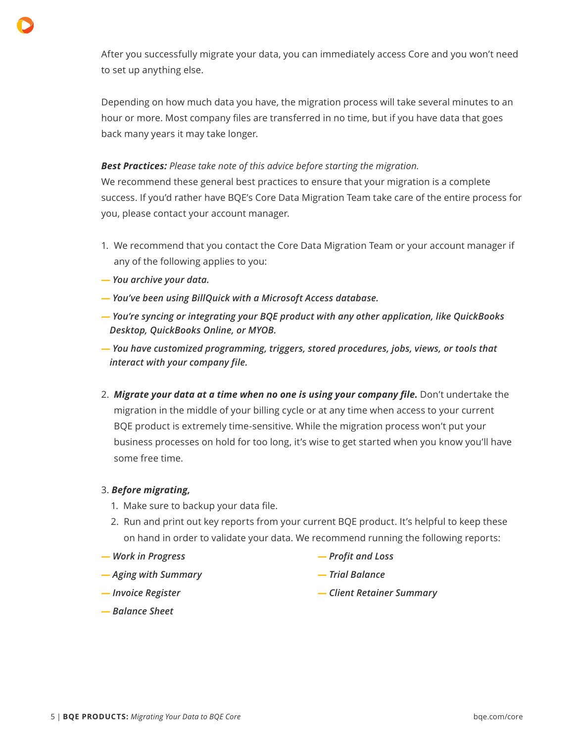After you successfully migrate your data, you can immediately access Core and you won't need to set up anything else.

Depending on how much data you have, the migration process will take several minutes to an hour or more. Most company files are transferred in no time, but if you have data that goes back many years it may take longer.

***Best Practices:*** *Please take note of this advice before starting the migration.*
We recommend these general best practices to ensure that your migration is a complete success. If you'd rather have BQE's Core Data Migration Team take care of the entire process for you, please contact your account manager.

1. We recommend that you contact the Core Data Migration Team or your account manager if any of the following applies to you:

— ***You archive your data.***

— ***You've been using BillQuick with a Microsoft Access database.***

— ***You're syncing or integrating your BQE product with any other application, like QuickBooks Desktop, QuickBooks Online, or MYOB.***

— ***You have customized programming, triggers, stored procedures, jobs, views, or tools that interact with your company file.***

2. ***Migrate your data at a time when no one is using your company file.*** Don't undertake the migration in the middle of your billing cycle or at any time when access to your current BQE product is extremely time-sensitive. While the migration process won't put your business processes on hold for too long, it's wise to get started when you know you'll have some free time.

3. ***Before migrating,***
   1. Make sure to backup your data file.
   2. Run and print out key reports from your current BQE product. It's helpful to keep these on hand in order to validate your data. We recommend running the following reports:

— ***Work in Progress***

— ***Aging with Summary***

— ***Invoice Register***

— ***Balance Sheet***

— ***Profit and Loss***

— ***Trial Balance***

— ***Client Retainer Summary***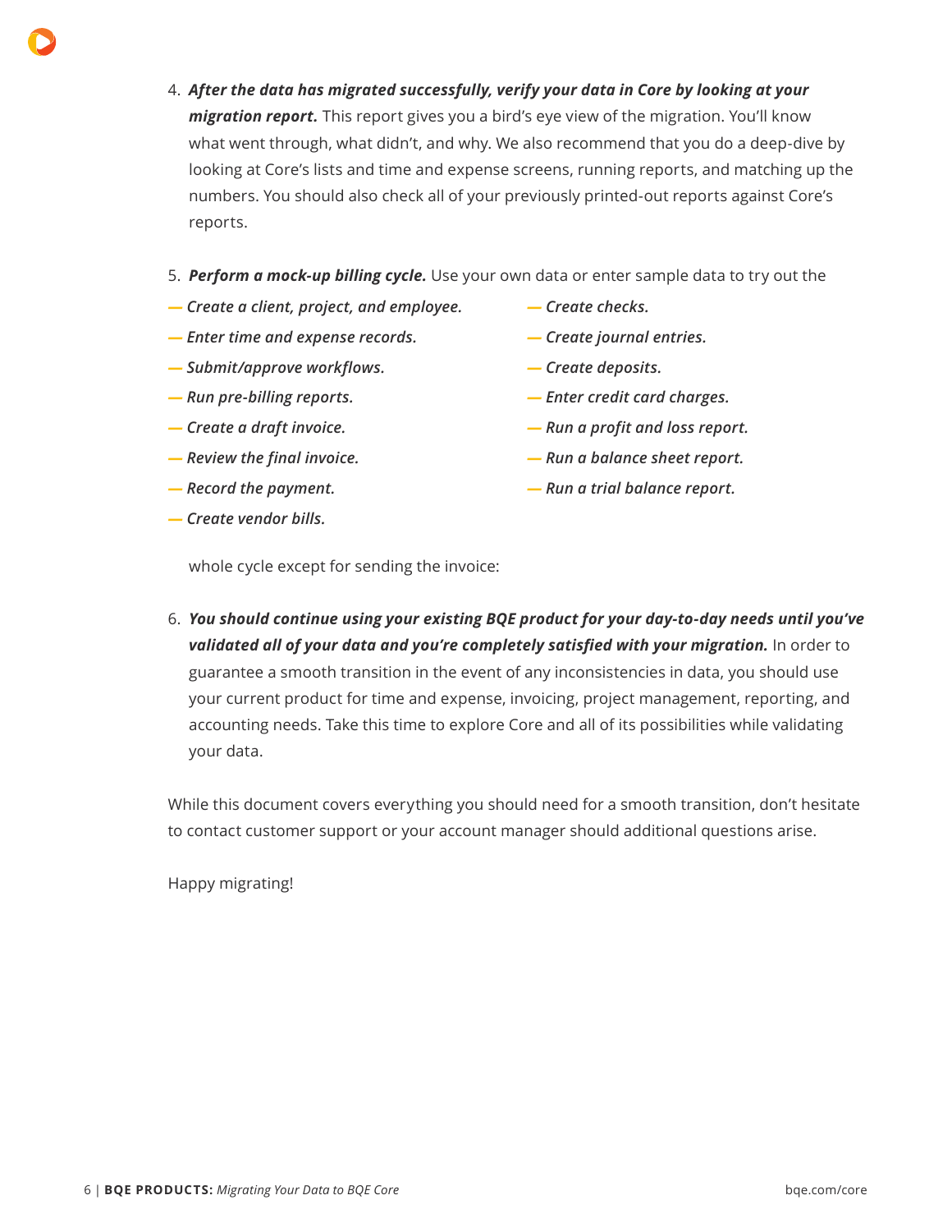4. ***After the data has migrated successfully, verify your data in Core by looking at your migration report.*** This report gives you a bird's eye view of the migration. You'll know what went through, what didn't, and why. We also recommend that you do a deep-dive by looking at Core's lists and time and expense screens, running reports, and matching up the numbers. You should also check all of your previously printed-out reports against Core's reports.

5. ***Perform a mock-up billing cycle.*** Use your own data or enter sample data to try out the whole cycle except for sending the invoice:

   - ***Create a client, project, and employee.***
   - ***Enter time and expense records.***
   - ***Submit/approve workflows.***
   - ***Run pre-billing reports.***
   - ***Create a draft invoice.***
   - ***Review the final invoice.***
   - ***Record the payment.***
   - ***Create vendor bills.***
   - ***Create checks.***
   - ***Create journal entries.***
   - ***Create deposits.***
   - ***Enter credit card charges.***
   - ***Run a profit and loss report.***
   - ***Run a balance sheet report.***
   - ***Run a trial balance report.***

6. ***You should continue using your existing BQE product for your day-to-day needs until you've validated all of your data and you're completely satisfied with your migration.*** In order to guarantee a smooth transition in the event of any inconsistencies in data, you should use your current product for time and expense, invoicing, project management, reporting, and accounting needs. Take this time to explore Core and all of its possibilities while validating your data.

While this document covers everything you should need for a smooth transition, don't hesitate to contact customer support or your account manager should additional questions arise.

Happy migrating!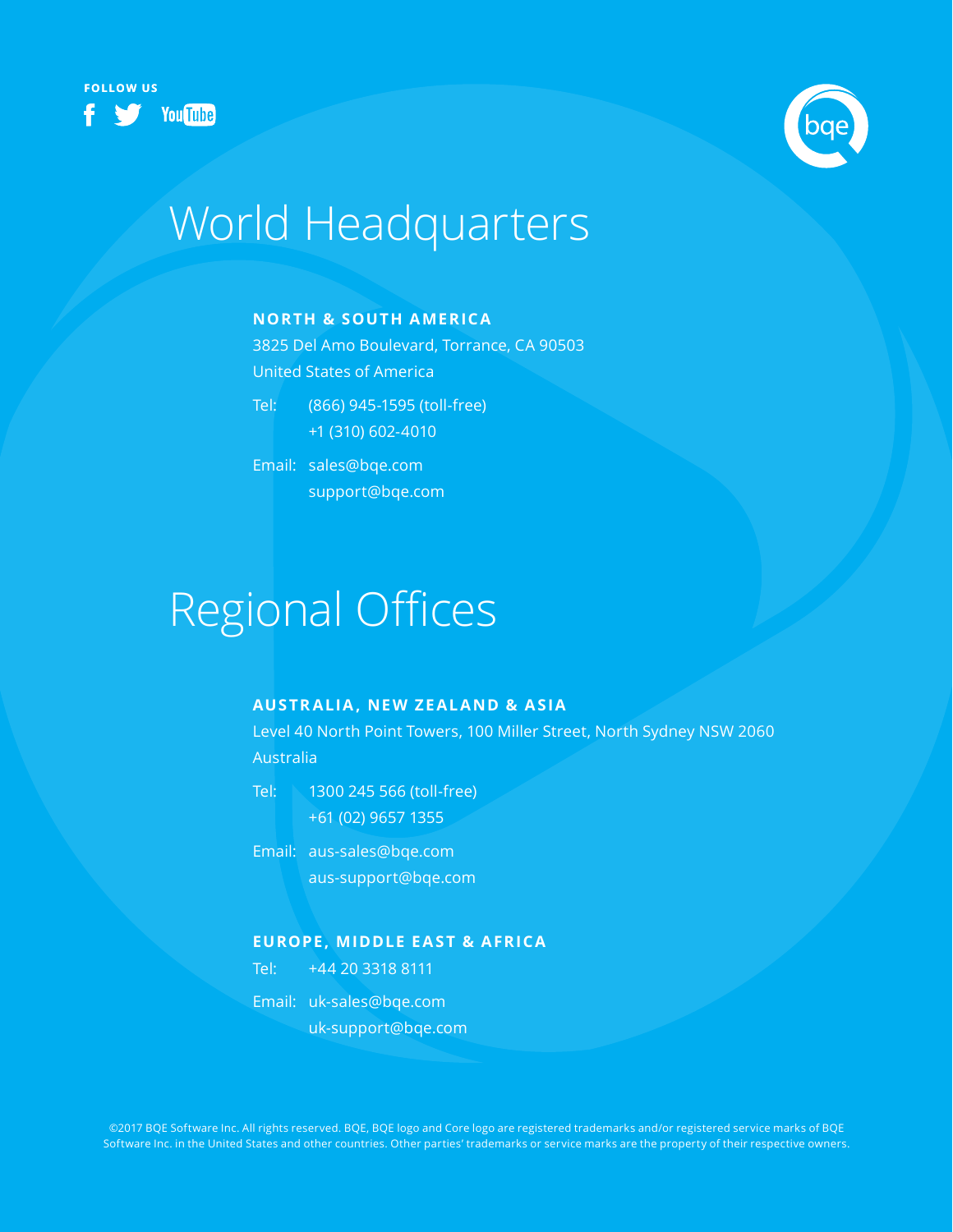FOLLOW US

# World Headquarters

### NORTH & SOUTH AMERICA

3825 Del Amo Boulevard, Torrance, CA 90503
United States of America

Tel: (866) 945-1595 (toll-free)
+1 (310) 602-4010

Email: sales@bqe.com
support@bqe.com

# Regional Offices

### AUSTRALIA, NEW ZEALAND & ASIA

Level 40 North Point Towers, 100 Miller Street, North Sydney NSW 2060
Australia

Tel: 1300 245 566 (toll-free)
+61 (02) 9657 1355

Email: aus-sales@bqe.com
aus-support@bqe.com

### EUROPE, MIDDLE EAST & AFRICA

Tel: +44 20 3318 8111

Email: uk-sales@bqe.com
uk-support@bqe.com

©2017 BQE Software Inc. All rights reserved. BQE, BQE logo and Core logo are registered trademarks and/or registered service marks of BQE Software Inc. in the United States and other countries. Other parties' trademarks or service marks are the property of their respective owners.